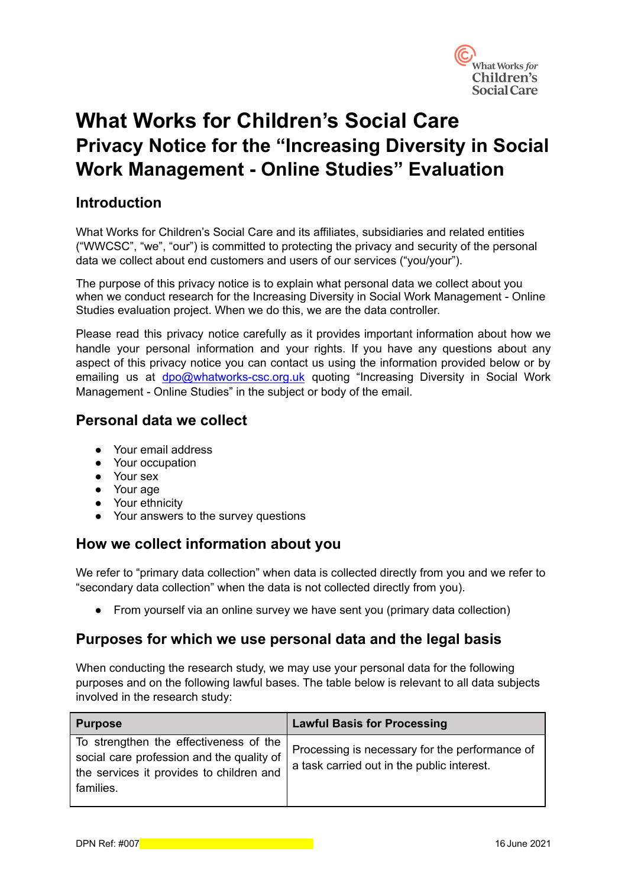# What Works for Children's Social Care
## Privacy Notice for the "Increasing Diversity in Social Work Management - Online Studies" Evaluation

### Introduction

What Works for Children's Social Care and its affiliates, subsidiaries and related entities ("WWCSC", "we", "our") is committed to protecting the privacy and security of the personal data we collect about end customers and users of our services ("you/your").

The purpose of this privacy notice is to explain what personal data we collect about you when we conduct research for the Increasing Diversity in Social Work Management - Online Studies evaluation project. When we do this, we are the data controller.

Please read this privacy notice carefully as it provides important information about how we handle your personal information and your rights. If you have any questions about any aspect of this privacy notice you can contact us using the information provided below or by emailing us at dpo@whatworks-csc.org.uk quoting "Increasing Diversity in Social Work Management - Online Studies" in the subject or body of the email.

### Personal data we collect

- Your email address
- Your occupation
- Your sex
- Your age
- Your ethnicity
- Your answers to the survey questions

### How we collect information about you

We refer to "primary data collection" when data is collected directly from you and we refer to "secondary data collection" when the data is not collected directly from you).

- From yourself via an online survey we have sent you (primary data collection)

### Purposes for which we use personal data and the legal basis

When conducting the research study, we may use your personal data for the following purposes and on the following lawful bases. The table below is relevant to all data subjects involved in the research study:

| Purpose | Lawful Basis for Processing |
|---|---|
| To strengthen the effectiveness of the social care profession and the quality of the services it provides to children and families. | Processing is necessary for the performance of a task carried out in the public interest. |

DPN Ref: #007 16 June 2021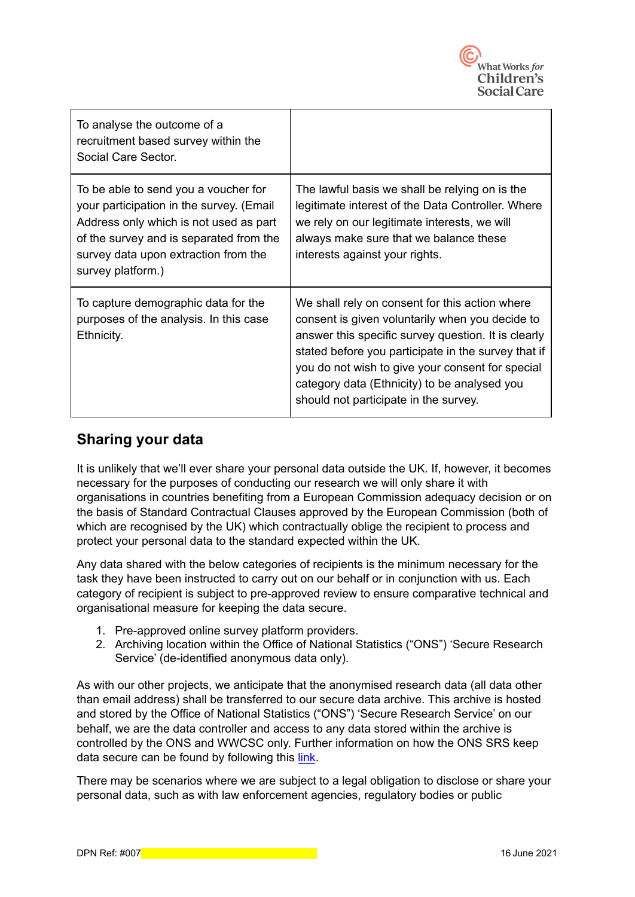| | |
|---|---|
| To analyse the outcome of a recruitment based survey within the Social Care Sector. | |
| To be able to send you a voucher for your participation in the survey. (Email Address only which is not used as part of the survey and is separated from the survey data upon extraction from the survey platform.) | The lawful basis we shall be relying on is the legitimate interest of the Data Controller. Where we rely on our legitimate interests, we will always make sure that we balance these interests against your rights. |
| To capture demographic data for the purposes of the analysis. In this case Ethnicity. | We shall rely on consent for this action where consent is given voluntarily when you decide to answer this specific survey question. It is clearly stated before you participate in the survey that if you do not wish to give your consent for special category data (Ethnicity) to be analysed you should not participate in the survey. |

## Sharing your data

It is unlikely that we'll ever share your personal data outside the UK. If, however, it becomes necessary for the purposes of conducting our research we will only share it with organisations in countries benefiting from a European Commission adequacy decision or on the basis of Standard Contractual Clauses approved by the European Commission (both of which are recognised by the UK) which contractually oblige the recipient to process and protect your personal data to the standard expected within the UK.

Any data shared with the below categories of recipients is the minimum necessary for the task they have been instructed to carry out on our behalf or in conjunction with us. Each category of recipient is subject to pre-approved review to ensure comparative technical and organisational measure for keeping the data secure.

1. Pre-approved online survey platform providers.
2. Archiving location within the Office of National Statistics ("ONS") 'Secure Research Service' (de-identified anonymous data only).

As with our other projects, we anticipate that the anonymised research data (all data other than email address) shall be transferred to our secure data archive. This archive is hosted and stored by the Office of National Statistics ("ONS") 'Secure Research Service' on our behalf, we are the data controller and access to any data stored within the archive is controlled by the ONS and WWCSC only. Further information on how the ONS SRS keep data secure can be found by following this link.

There may be scenarios where we are subject to a legal obligation to disclose or share your personal data, such as with law enforcement agencies, regulatory bodies or public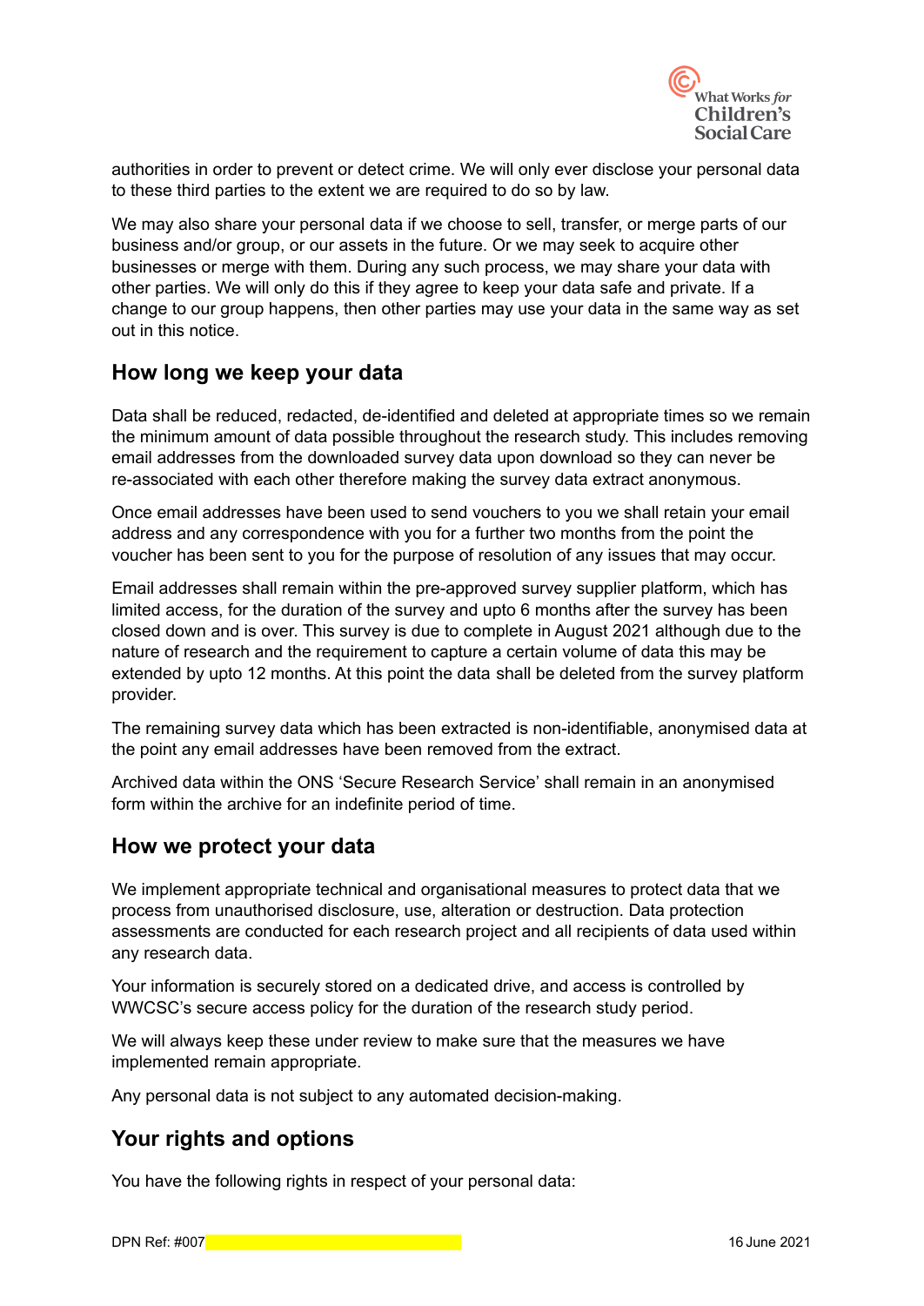authorities in order to prevent or detect crime. We will only ever disclose your personal data to these third parties to the extent we are required to do so by law.

We may also share your personal data if we choose to sell, transfer, or merge parts of our business and/or group, or our assets in the future. Or we may seek to acquire other businesses or merge with them. During any such process, we may share your data with other parties. We will only do this if they agree to keep your data safe and private. If a change to our group happens, then other parties may use your data in the same way as set out in this notice.

## How long we keep your data

Data shall be reduced, redacted, de-identified and deleted at appropriate times so we remain the minimum amount of data possible throughout the research study. This includes removing email addresses from the downloaded survey data upon download so they can never be re-associated with each other therefore making the survey data extract anonymous.

Once email addresses have been used to send vouchers to you we shall retain your email address and any correspondence with you for a further two months from the point the voucher has been sent to you for the purpose of resolution of any issues that may occur.

Email addresses shall remain within the pre-approved survey supplier platform, which has limited access, for the duration of the survey and upto 6 months after the survey has been closed down and is over. This survey is due to complete in August 2021 although due to the nature of research and the requirement to capture a certain volume of data this may be extended by upto 12 months. At this point the data shall be deleted from the survey platform provider.

The remaining survey data which has been extracted is non-identifiable, anonymised data at the point any email addresses have been removed from the extract.

Archived data within the ONS 'Secure Research Service' shall remain in an anonymised form within the archive for an indefinite period of time.

## How we protect your data

We implement appropriate technical and organisational measures to protect data that we process from unauthorised disclosure, use, alteration or destruction. Data protection assessments are conducted for each research project and all recipients of data used within any research data.

Your information is securely stored on a dedicated drive, and access is controlled by WWCSC's secure access policy for the duration of the research study period.

We will always keep these under review to make sure that the measures we have implemented remain appropriate.

Any personal data is not subject to any automated decision-making.

## Your rights and options

You have the following rights in respect of your personal data: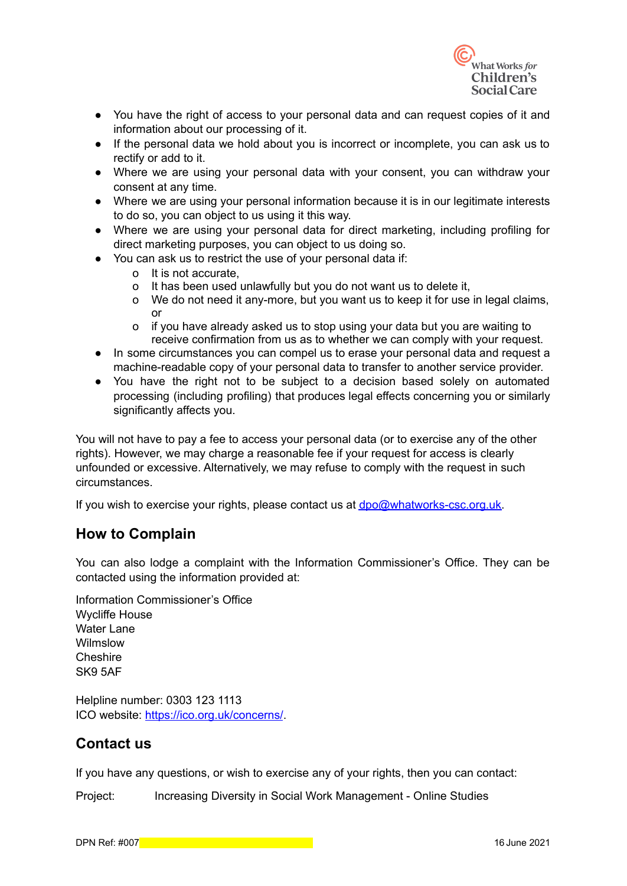- You have the right of access to your personal data and can request copies of it and information about our processing of it.
- If the personal data we hold about you is incorrect or incomplete, you can ask us to rectify or add to it.
- Where we are using your personal data with your consent, you can withdraw your consent at any time.
- Where we are using your personal information because it is in our legitimate interests to do so, you can object to us using it this way.
- Where we are using your personal data for direct marketing, including profiling for direct marketing purposes, you can object to us doing so.
- You can ask us to restrict the use of your personal data if:
  - It is not accurate,
  - It has been used unlawfully but you do not want us to delete it,
  - We do not need it any-more, but you want us to keep it for use in legal claims, or
  - if you have already asked us to stop using your data but you are waiting to receive confirmation from us as to whether we can comply with your request.
- In some circumstances you can compel us to erase your personal data and request a machine-readable copy of your personal data to transfer to another service provider.
- You have the right not to be subject to a decision based solely on automated processing (including profiling) that produces legal effects concerning you or similarly significantly affects you.

You will not have to pay a fee to access your personal data (or to exercise any of the other rights). However, we may charge a reasonable fee if your request for access is clearly unfounded or excessive. Alternatively, we may refuse to comply with the request in such circumstances.

If you wish to exercise your rights, please contact us at dpo@whatworks-csc.org.uk.

## How to Complain

You can also lodge a complaint with the Information Commissioner's Office. They can be contacted using the information provided at:

Information Commissioner's Office
Wycliffe House
Water Lane
Wilmslow
Cheshire
SK9 5AF

Helpline number: 0303 123 1113
ICO website: https://ico.org.uk/concerns/.

## Contact us

If you have any questions, or wish to exercise any of your rights, then you can contact:

Project: Increasing Diversity in Social Work Management - Online Studies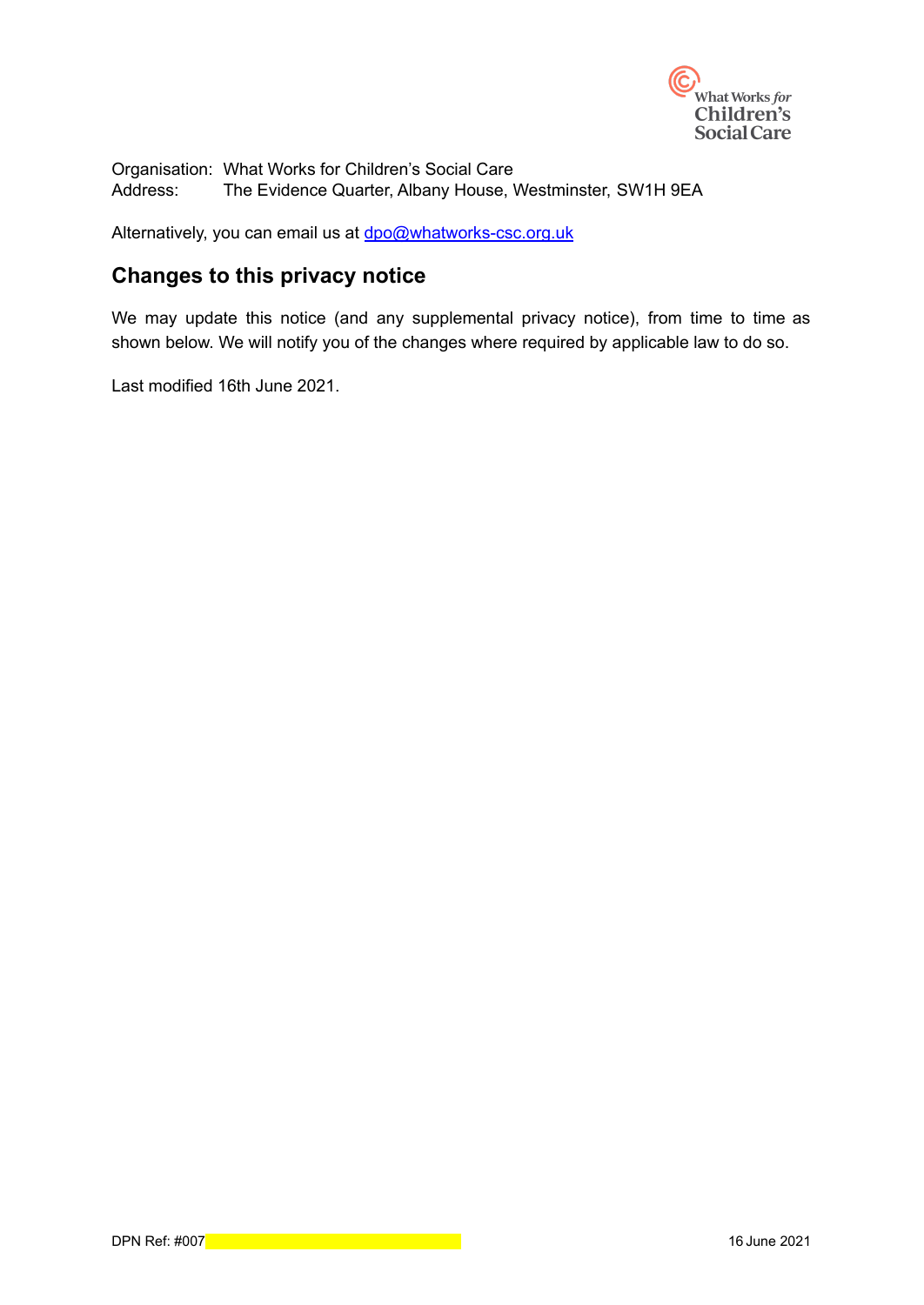Organisation: What Works for Children's Social Care
Address: The Evidence Quarter, Albany House, Westminster, SW1H 9EA

Alternatively, you can email us at [dpo@whatworks-csc.org.uk](mailto:dpo@whatworks-csc.org.uk)

## Changes to this privacy notice

We may update this notice (and any supplemental privacy notice), from time to time as shown below. We will notify you of the changes where required by applicable law to do so.

Last modified 16th June 2021.